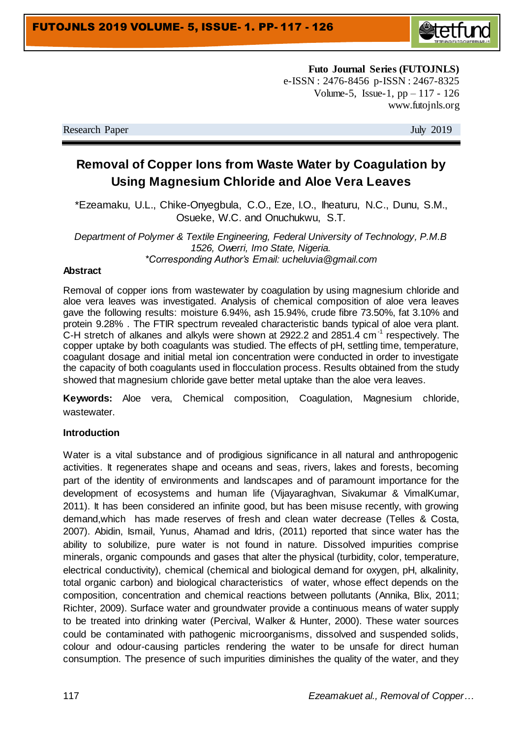**Futo Journal Series (FUTOJNLS)**
e-ISSN : 2476-8456 p-ISSN : 2467-8325
Volume-5, Issue-1, pp – 117 - 126
www.futojnls.org

Research Paper July 2019

# Removal of Copper Ions from Waste Water by Coagulation by Using Magnesium Chloride and Aloe Vera Leaves

*Ezeamaku, U.L., Chike-Onyegbula, C.O., Eze, I.O., Iheaturu, N.C., Dunu, S.M., Osueke, W.C. and Onuchukwu, S.T.

*Department of Polymer & Textile Engineering, Federal University of Technology, P.M.B 1526, Owerri, Imo State, Nigeria.*
**Corresponding Author's Email: ucheluvia@gmail.com*

## Abstract

Removal of copper ions from wastewater by coagulation by using magnesium chloride and aloe vera leaves was investigated. Analysis of chemical composition of aloe vera leaves gave the following results: moisture 6.94%, ash 15.94%, crude fibre 73.50%, fat 3.10% and protein 9.28% . The FTIR spectrum revealed characteristic bands typical of aloe vera plant. C-H stretch of alkanes and alkyls were shown at 2922.2 and 2851.4 $cm^{-1}$ respectively. The copper uptake by both coagulants was studied. The effects of pH, settling time, temperature, coagulant dosage and initial metal ion concentration were conducted in order to investigate the capacity of both coagulants used in flocculation process. Results obtained from the study showed that magnesium chloride gave better metal uptake than the aloe vera leaves.

**Keywords:** Aloe vera, Chemical composition, Coagulation, Magnesium chloride, wastewater.

## Introduction

Water is a vital substance and of prodigious significance in all natural and anthropogenic activities. It regenerates shape and oceans and seas, rivers, lakes and forests, becoming part of the identity of environments and landscapes and of paramount importance for the development of ecosystems and human life (Vijayaraghvan, Sivakumar & VimalKumar, 2011). It has been considered an infinite good, but has been misuse recently, with growing demand,which has made reserves of fresh and clean water decrease (Telles & Costa, 2007). Abidin, Ismail, Yunus, Ahamad and Idris, (2011) reported that since water has the ability to solubilize, pure water is not found in nature. Dissolved impurities comprise minerals, organic compounds and gases that alter the physical (turbidity, color, temperature, electrical conductivity), chemical (chemical and biological demand for oxygen, pH, alkalinity, total organic carbon) and biological characteristics of water, whose effect depends on the composition, concentration and chemical reactions between pollutants (Annika, Blix, 2011; Richter, 2009). Surface water and groundwater provide a continuous means of water supply to be treated into drinking water (Percival, Walker & Hunter, 2000). These water sources could be contaminated with pathogenic microorganisms, dissolved and suspended solids, colour and odour-causing particles rendering the water to be unsafe for direct human consumption. The presence of such impurities diminishes the quality of the water, and they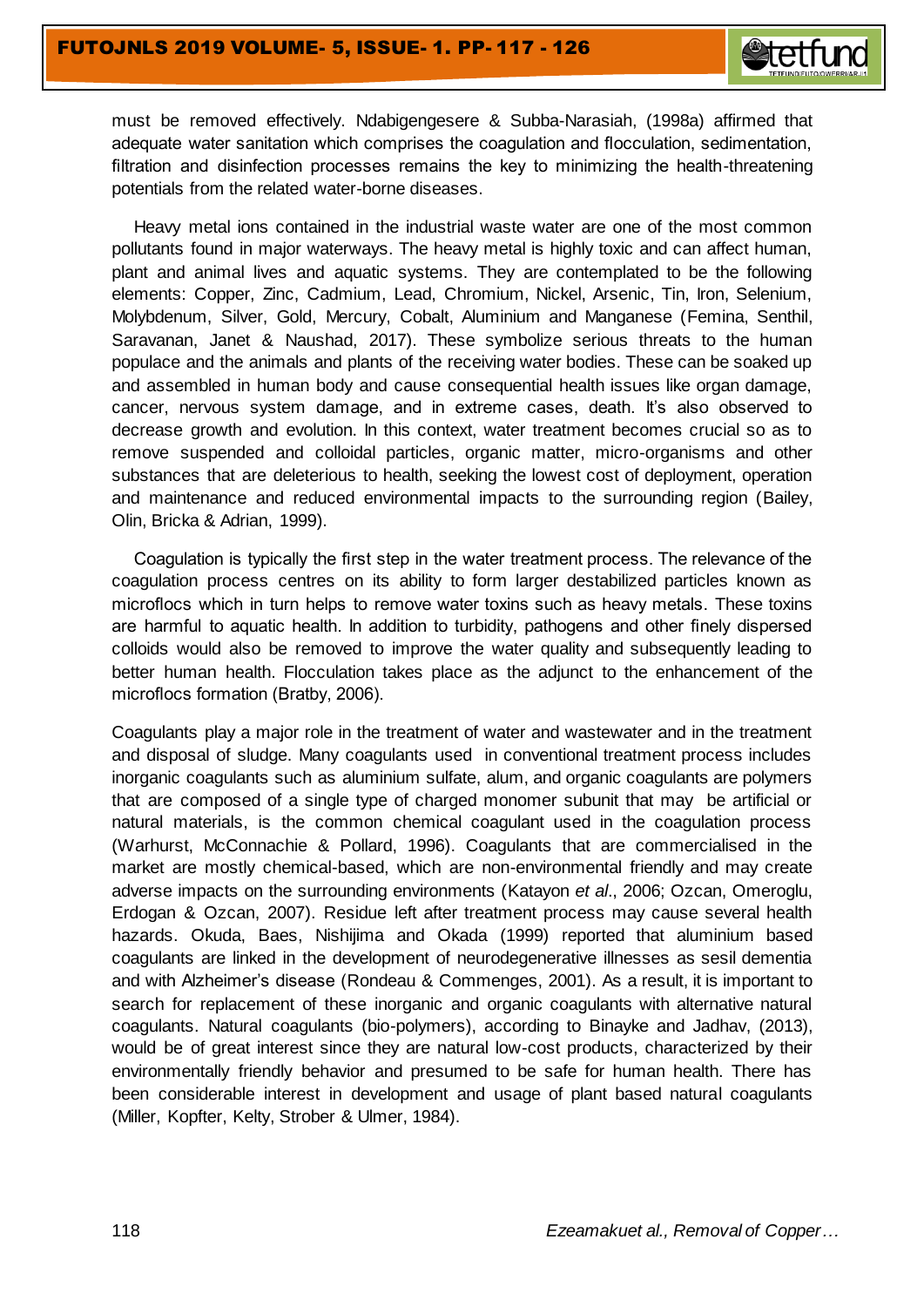must be removed effectively. Ndabigengesere & Subba-Narasiah, (1998a) affirmed that adequate water sanitation which comprises the coagulation and flocculation, sedimentation, filtration and disinfection processes remains the key to minimizing the health-threatening potentials from the related water-borne diseases.

Heavy metal ions contained in the industrial waste water are one of the most common pollutants found in major waterways. The heavy metal is highly toxic and can affect human, plant and animal lives and aquatic systems. They are contemplated to be the following elements: Copper, Zinc, Cadmium, Lead, Chromium, Nickel, Arsenic, Tin, Iron, Selenium, Molybdenum, Silver, Gold, Mercury, Cobalt, Aluminium and Manganese (Femina, Senthil, Saravanan, Janet & Naushad, 2017). These symbolize serious threats to the human populace and the animals and plants of the receiving water bodies. These can be soaked up and assembled in human body and cause consequential health issues like organ damage, cancer, nervous system damage, and in extreme cases, death. It's also observed to decrease growth and evolution. In this context, water treatment becomes crucial so as to remove suspended and colloidal particles, organic matter, micro-organisms and other substances that are deleterious to health, seeking the lowest cost of deployment, operation and maintenance and reduced environmental impacts to the surrounding region (Bailey, Olin, Bricka & Adrian, 1999).

Coagulation is typically the first step in the water treatment process. The relevance of the coagulation process centres on its ability to form larger destabilized particles known as microflocs which in turn helps to remove water toxins such as heavy metals. These toxins are harmful to aquatic health. In addition to turbidity, pathogens and other finely dispersed colloids would also be removed to improve the water quality and subsequently leading to better human health. Flocculation takes place as the adjunct to the enhancement of the microflocs formation (Bratby, 2006).

Coagulants play a major role in the treatment of water and wastewater and in the treatment and disposal of sludge. Many coagulants used in conventional treatment process includes inorganic coagulants such as aluminium sulfate, alum, and organic coagulants are polymers that are composed of a single type of charged monomer subunit that may be artificial or natural materials, is the common chemical coagulant used in the coagulation process (Warhurst, McConnachie & Pollard, 1996). Coagulants that are commercialised in the market are mostly chemical-based, which are non-environmental friendly and may create adverse impacts on the surrounding environments (Katayon *et al*., 2006; Ozcan, Omeroglu, Erdogan & Ozcan, 2007). Residue left after treatment process may cause several health hazards. Okuda, Baes, Nishijima and Okada (1999) reported that aluminium based coagulants are linked in the development of neurodegenerative illnesses as sesil dementia and with Alzheimer's disease (Rondeau & Commenges, 2001). As a result, it is important to search for replacement of these inorganic and organic coagulants with alternative natural coagulants. Natural coagulants (bio-polymers), according to Binayke and Jadhav, (2013), would be of great interest since they are natural low-cost products, characterized by their environmentally friendly behavior and presumed to be safe for human health. There has been considerable interest in development and usage of plant based natural coagulants (Miller, Kopfter, Kelty, Strober & Ulmer, 1984).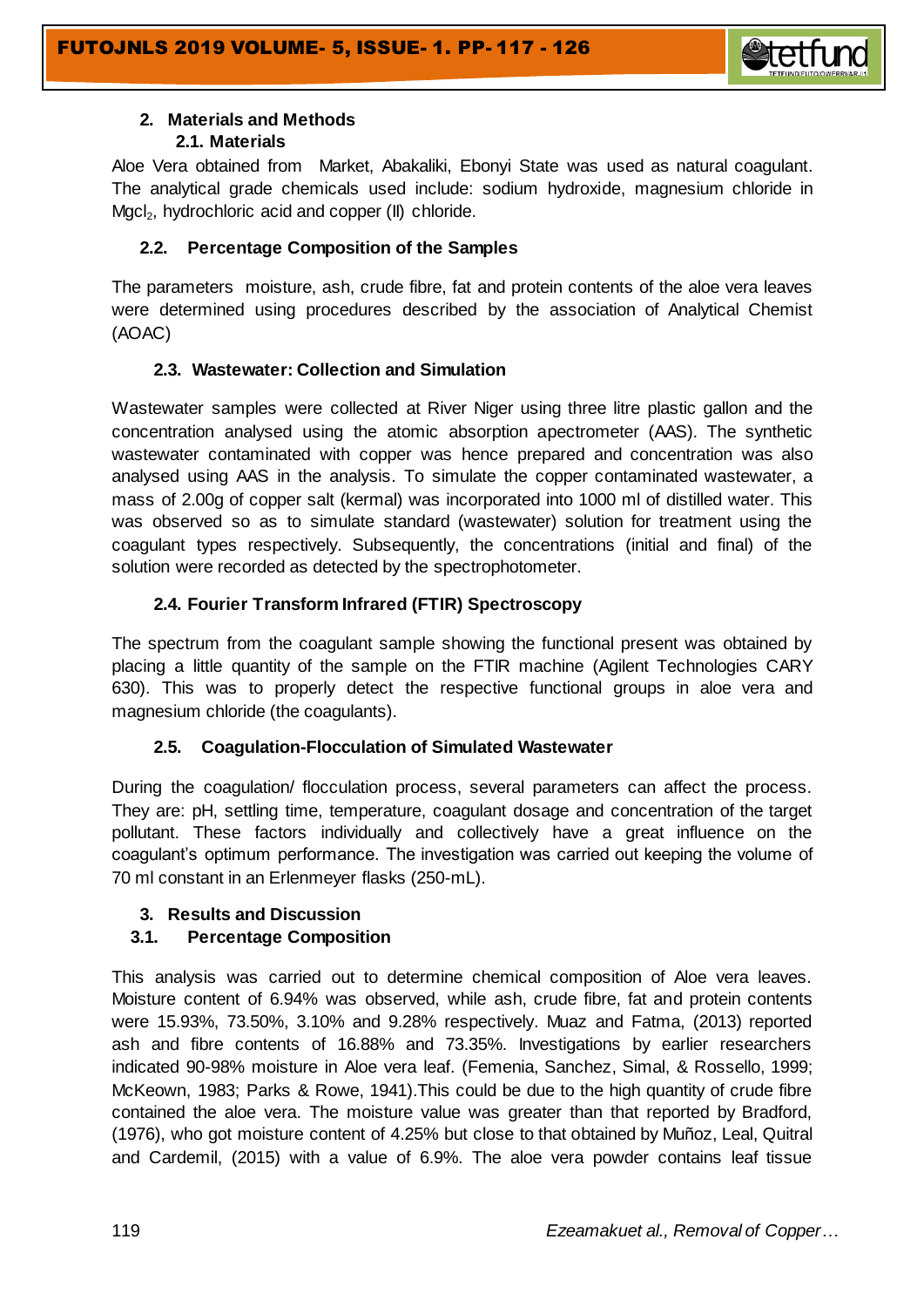## 2. Materials and Methods

### 2.1. Materials

Aloe Vera obtained from  Market, Abakaliki, Ebonyi State was used as natural coagulant. The analytical grade chemicals used include: sodium hydroxide, magnesium chloride in $Mgcl_2$, hydrochloric acid and copper (II) chloride.

### 2.2. Percentage Composition of the Samples

The parameters  moisture, ash, crude fibre, fat and protein contents of the aloe vera leaves were determined using procedures described by the association of Analytical Chemist (AOAC)

### 2.3. Wastewater: Collection and Simulation

Wastewater samples were collected at River Niger using three litre plastic gallon and the concentration analysed using the atomic absorption apectrometer (AAS). The synthetic wastewater contaminated with copper was hence prepared and concentration was also analysed using AAS in the analysis. To simulate the copper contaminated wastewater, a mass of 2.00g of copper salt (kermal) was incorporated into 1000 ml of distilled water. This was observed so as to simulate standard (wastewater) solution for treatment using the coagulant types respectively. Subsequently, the concentrations (initial and final) of the solution were recorded as detected by the spectrophotometer.

### 2.4. Fourier Transform Infrared (FTIR) Spectroscopy

The spectrum from the coagulant sample showing the functional present was obtained by placing a little quantity of the sample on the FTIR machine (Agilent Technologies CARY 630). This was to properly detect the respective functional groups in aloe vera and magnesium chloride (the coagulants).

### 2.5. Coagulation-Flocculation of Simulated Wastewater

During the coagulation/ flocculation process, several parameters can affect the process. They are: pH, settling time, temperature, coagulant dosage and concentration of the target pollutant. These factors individually and collectively have a great influence on the coagulant's optimum performance. The investigation was carried out keeping the volume of 70 ml constant in an Erlenmeyer flasks (250-mL).

## 3. Results and Discussion

### 3.1. Percentage Composition

This analysis was carried out to determine chemical composition of Aloe vera leaves. Moisture content of 6.94% was observed, while ash, crude fibre, fat and protein contents were 15.93%, 73.50%, 3.10% and 9.28% respectively. Muaz and Fatma, (2013) reported ash and fibre contents of 16.88% and 73.35%. Investigations by earlier researchers indicated 90-98% moisture in Aloe vera leaf. (Femenia, Sanchez, Simal, & Rossello, 1999; McKeown, 1983; Parks & Rowe, 1941).This could be due to the high quantity of crude fibre contained the aloe vera. The moisture value was greater than that reported by Bradford, (1976), who got moisture content of 4.25% but close to that obtained by Muñoz, Leal, Quitral and Cardemil, (2015) with a value of 6.9%. The aloe vera powder contains leaf tissue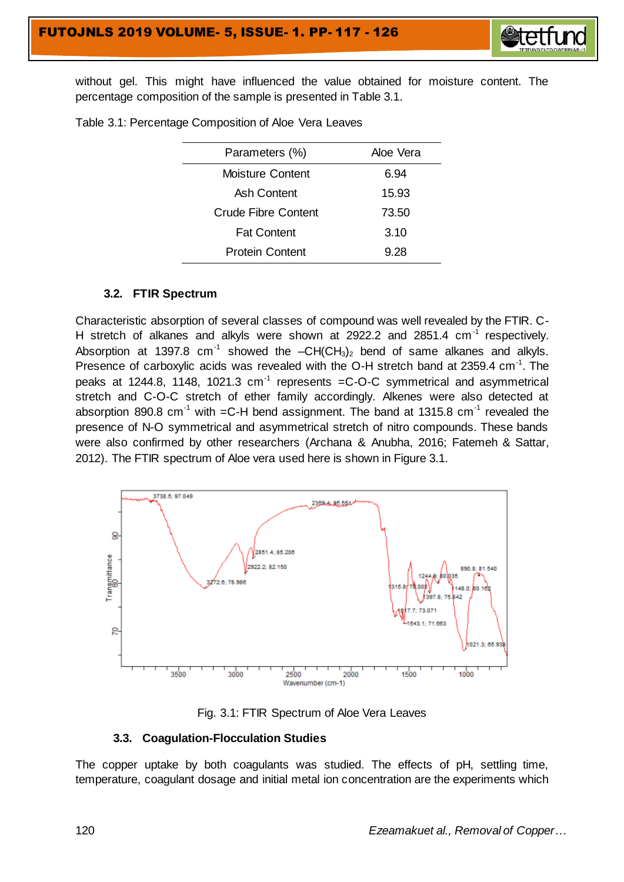without gel. This might have influenced the value obtained for moisture content. The percentage composition of the sample is presented in Table 3.1.

Table 3.1: Percentage Composition of Aloe Vera Leaves

| Parameters (%) | Aloe Vera |
|---|---|
| Moisture Content | 6.94 |
| Ash Content | 15.93 |
| Crude Fibre Content | 73.50 |
| Fat Content | 3.10 |
| Protein Content | 9.28 |

### 3.2. FTIR Spectrum

Characteristic absorption of several classes of compound was well revealed by the FTIR. C-H stretch of alkanes and alkyls were shown at 2922.2 and 2851.4 $cm^{-1}$ respectively. Absorption at 1397.8 $cm^{-1}$ showed the $–CH(CH_3)_2$ bend of same alkanes and alkyls. Presence of carboxylic acids was revealed with the O-H stretch band at 2359.4 $cm^{-1}$. The peaks at 1244.8, 1148, 1021.3 $cm^{-1}$ represents =C-O-C symmetrical and asymmetrical stretch and C-O-C stretch of ether family accordingly. Alkenes were also detected at absorption 890.8 $cm^{-1}$ with =C-H bend assignment. The band at 1315.8 $cm^{-1}$ revealed the presence of N-O symmetrical and asymmetrical stretch of nitro compounds. These bands were also confirmed by other researchers (Archana & Anubha, 2016; Fatemeh & Sattar, 2012). The FTIR spectrum of Aloe vera used here is shown in Figure 3.1.

Fig. 3.1: FTIR Spectrum of Aloe Vera Leaves

### 3.3. Coagulation-Flocculation Studies

The copper uptake by both coagulants was studied. The effects of pH, settling time, temperature, coagulant dosage and initial metal ion concentration are the experiments which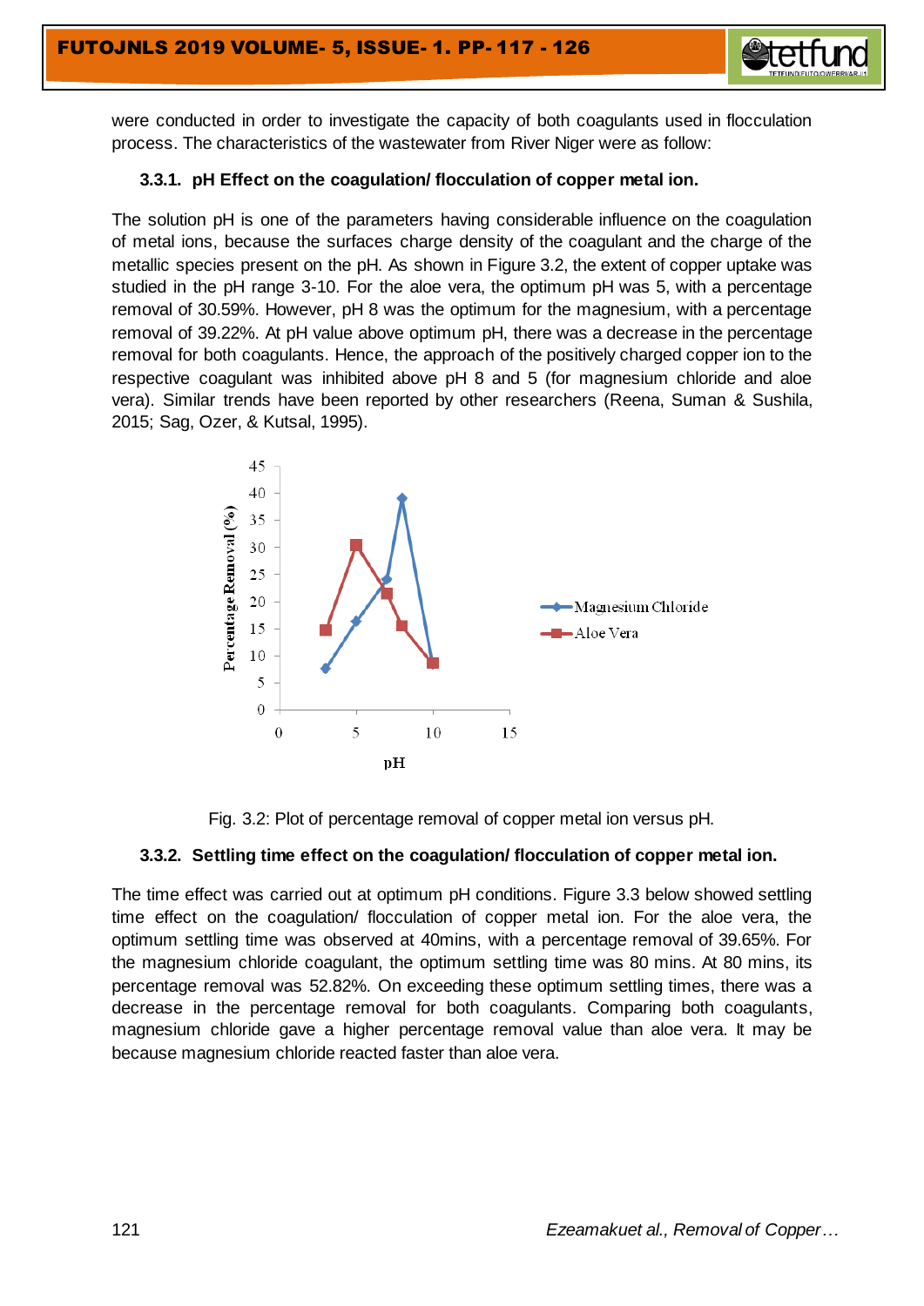were conducted in order to investigate the capacity of both coagulants used in flocculation process. The characteristics of the wastewater from River Niger were as follow:

### 3.3.1. pH Effect on the coagulation/ flocculation of copper metal ion.

The solution pH is one of the parameters having considerable influence on the coagulation of metal ions, because the surfaces charge density of the coagulant and the charge of the metallic species present on the pH. As shown in Figure 3.2, the extent of copper uptake was studied in the pH range 3-10. For the aloe vera, the optimum pH was 5, with a percentage removal of 30.59%. However, pH 8 was the optimum for the magnesium, with a percentage removal of 39.22%. At pH value above optimum pH, there was a decrease in the percentage removal for both coagulants. Hence, the approach of the positively charged copper ion to the respective coagulant was inhibited above pH 8 and 5 (for magnesium chloride and aloe vera). Similar trends have been reported by other researchers (Reena, Suman & Sushila, 2015; Sag, Ozer, & Kutsal, 1995).

Fig. 3.2: Plot of percentage removal of copper metal ion versus pH.

### 3.3.2. Settling time effect on the coagulation/ flocculation of copper metal ion.

The time effect was carried out at optimum pH conditions. Figure 3.3 below showed settling time effect on the coagulation/ flocculation of copper metal ion. For the aloe vera, the optimum settling time was observed at 40mins, with a percentage removal of 39.65%. For the magnesium chloride coagulant, the optimum settling time was 80 mins. At 80 mins, its percentage removal was 52.82%. On exceeding these optimum settling times, there was a decrease in the percentage removal for both coagulants. Comparing both coagulants, magnesium chloride gave a higher percentage removal value than aloe vera. It may be because magnesium chloride reacted faster than aloe vera.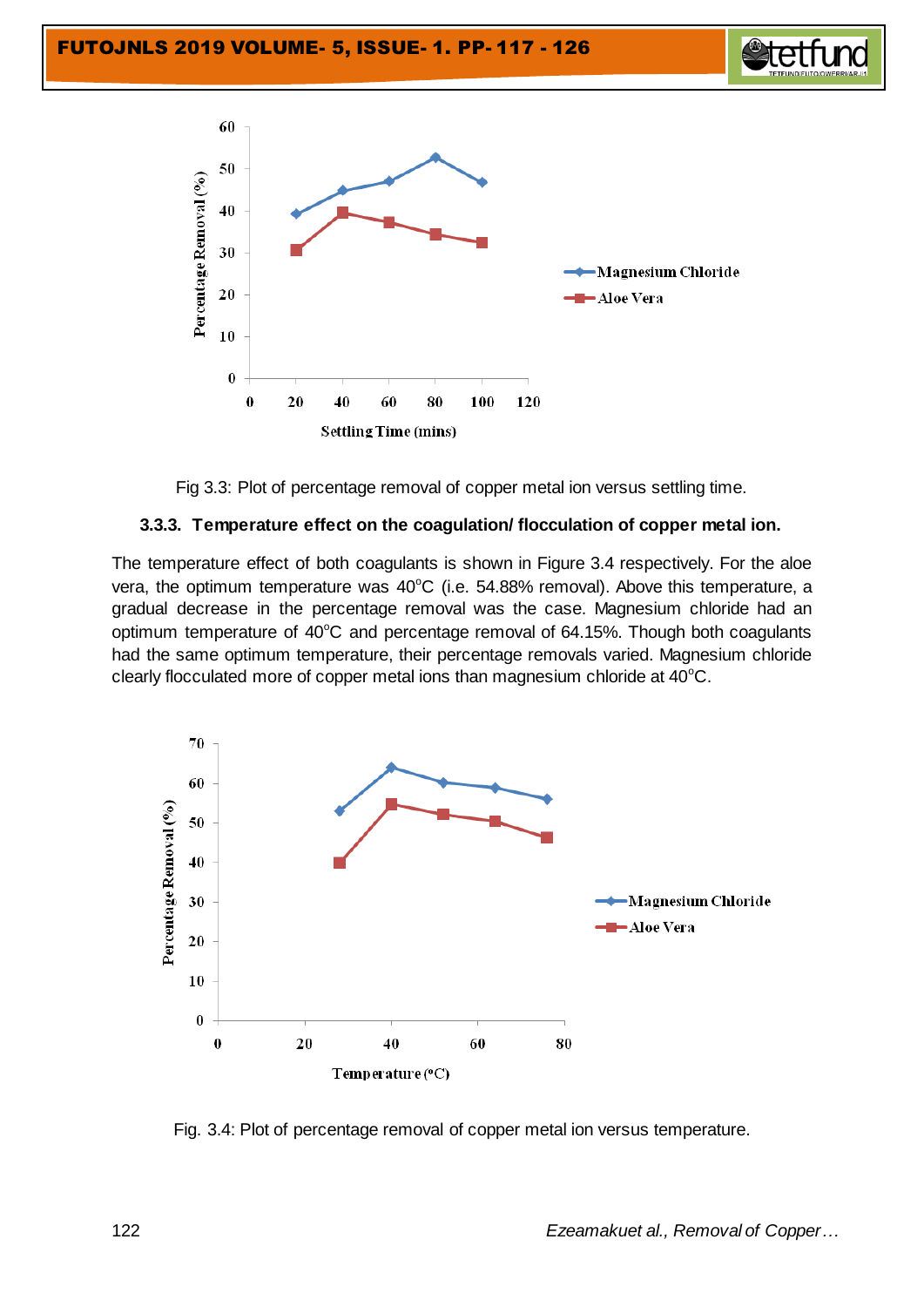Fig 3.3: Plot of percentage removal of copper metal ion versus settling time.

### 3.3.3. Temperature effect on the coagulation/ flocculation of copper metal ion.

The temperature effect of both coagulants is shown in Figure 3.4 respectively. For the aloe vera, the optimum temperature was 40°C (i.e. 54.88% removal). Above this temperature, a gradual decrease in the percentage removal was the case. Magnesium chloride had an optimum temperature of 40°C and percentage removal of 64.15%. Though both coagulants had the same optimum temperature, their percentage removals varied. Magnesium chloride clearly flocculated more of copper metal ions than magnesium chloride at 40°C.

Fig. 3.4: Plot of percentage removal of copper metal ion versus temperature.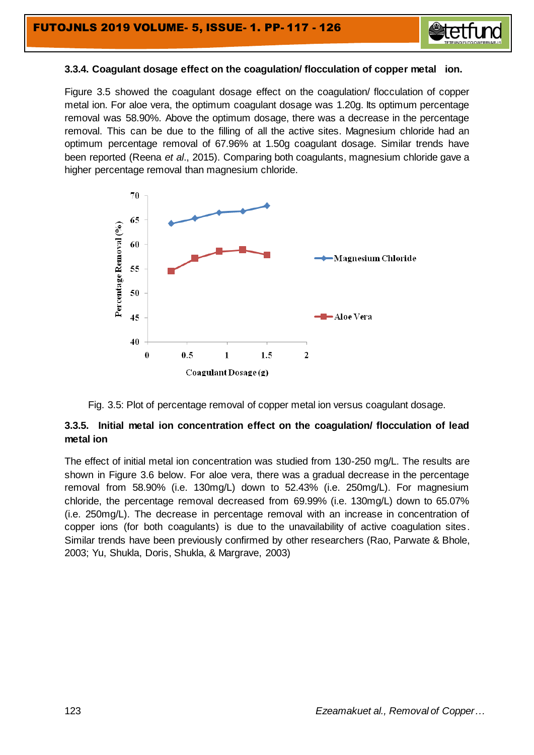### 3.3.4. Coagulant dosage effect on the coagulation/ flocculation of copper metal ion.

Figure 3.5 showed the coagulant dosage effect on the coagulation/ flocculation of copper metal ion. For aloe vera, the optimum coagulant dosage was 1.20g. Its optimum percentage removal was 58.90%. Above the optimum dosage, there was a decrease in the percentage removal. This can be due to the filling of all the active sites. Magnesium chloride had an optimum percentage removal of 67.96% at 1.50g coagulant dosage. Similar trends have been reported (Reena *et al*., 2015). Comparing both coagulants, magnesium chloride gave a higher percentage removal than magnesium chloride.

Fig. 3.5: Plot of percentage removal of copper metal ion versus coagulant dosage.

### 3.3.5. Initial metal ion concentration effect on the coagulation/ flocculation of lead metal ion

The effect of initial metal ion concentration was studied from 130-250 mg/L. The results are shown in Figure 3.6 below. For aloe vera, there was a gradual decrease in the percentage removal from 58.90% (i.e. 130mg/L) down to 52.43% (i.e. 250mg/L). For magnesium chloride, the percentage removal decreased from 69.99% (i.e. 130mg/L) down to 65.07% (i.e. 250mg/L). The decrease in percentage removal with an increase in concentration of copper ions (for both coagulants) is due to the unavailability of active coagulation sites. Similar trends have been previously confirmed by other researchers (Rao, Parwate & Bhole, 2003; Yu, Shukla, Doris, Shukla, & Margrave, 2003)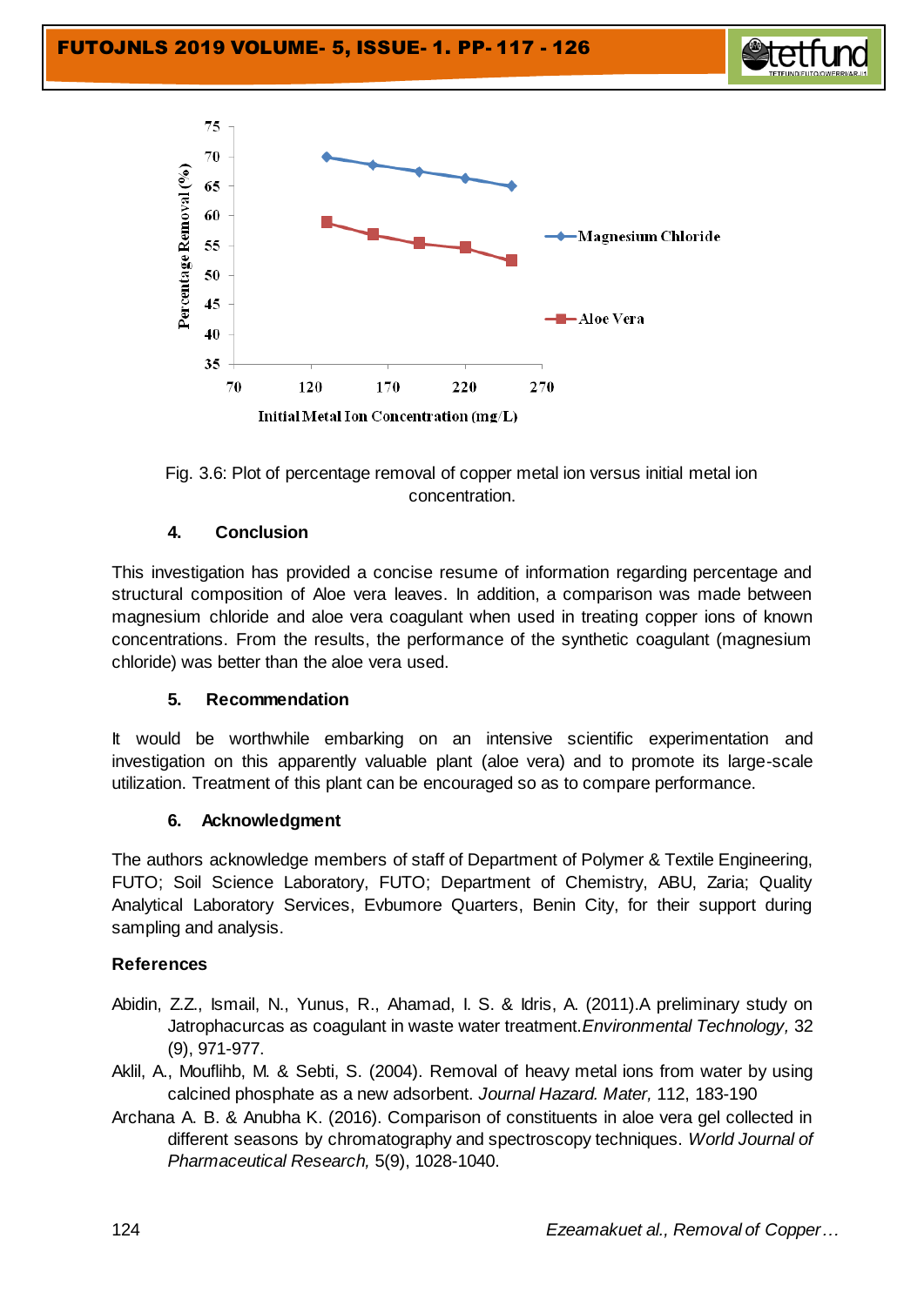Fig. 3.6: Plot of percentage removal of copper metal ion versus initial metal ion concentration.

## 4. Conclusion

This investigation has provided a concise resume of information regarding percentage and structural composition of Aloe vera leaves. In addition, a comparison was made between magnesium chloride and aloe vera coagulant when used in treating copper ions of known concentrations. From the results, the performance of the synthetic coagulant (magnesium chloride) was better than the aloe vera used.

## 5. Recommendation

It would be worthwhile embarking on an intensive scientific experimentation and investigation on this apparently valuable plant (aloe vera) and to promote its large-scale utilization. Treatment of this plant can be encouraged so as to compare performance.

## 6. Acknowledgment

The authors acknowledge members of staff of Department of Polymer & Textile Engineering, FUTO; Soil Science Laboratory, FUTO; Department of Chemistry, ABU, Zaria; Quality Analytical Laboratory Services, Evbumore Quarters, Benin City, for their support during sampling and analysis.

## References

Abidin, Z.Z., Ismail, N., Yunus, R., Ahamad, I. S. & Idris, A. (2011).A preliminary study on Jatrophacurcas as coagulant in waste water treatment.*Environmental Technology,* 32 (9), 971-977.

Aklil, A., Mouflihb, M. & Sebti, S. (2004). Removal of heavy metal ions from water by using calcined phosphate as a new adsorbent. *Journal Hazard. Mater,* 112, 183-190

Archana A. B. & Anubha K. (2016). Comparison of constituents in aloe vera gel collected in different seasons by chromatography and spectroscopy techniques. *World Journal of Pharmaceutical Research,* 5(9), 1028-1040.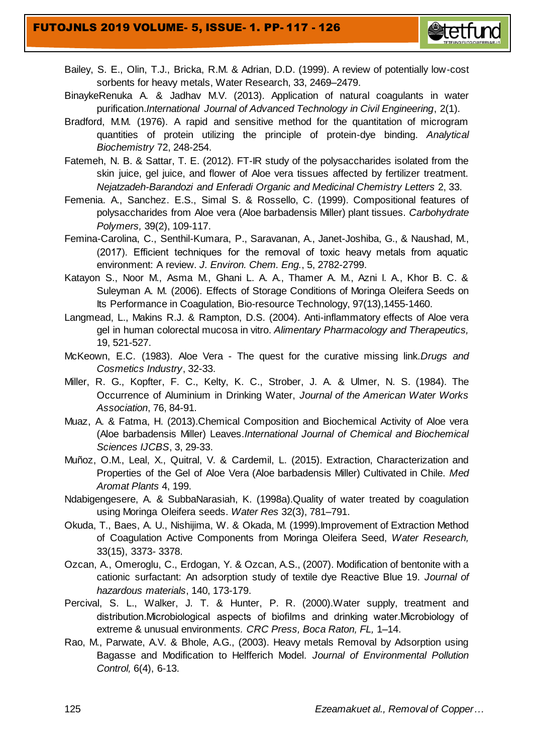Bailey, S. E., Olin, T.J., Bricka, R.M. & Adrian, D.D. (1999). A review of potentially low-cost sorbents for heavy metals, Water Research, 33, 2469–2479.

BinaykeRenuka A. & Jadhav M.V. (2013). Application of natural coagulants in water purification.*International Journal of Advanced Technology in Civil Engineering*, 2(1).

Bradford, M.M. (1976). A rapid and sensitive method for the quantitation of microgram quantities of protein utilizing the principle of protein-dye binding. *Analytical Biochemistry* 72, 248-254.

Fatemeh, N. B. & Sattar, T. E. (2012). FT-IR study of the polysaccharides isolated from the skin juice, gel juice, and flower of Aloe vera tissues affected by fertilizer treatment. *Nejatzadeh-Barandozi and Enferadi Organic and Medicinal Chemistry Letters* 2, 33.

Femenia. A., Sanchez. E.S., Simal S. & Rossello, C. (1999). Compositional features of polysaccharides from Aloe vera (Aloe barbadensis Miller) plant tissues. *Carbohydrate Polymers,* 39(2), 109-117.

Femina-Carolina, C., Senthil-Kumara, P., Saravanan, A., Janet-Joshiba, G., & Naushad, M., (2017). Efficient techniques for the removal of toxic heavy metals from aquatic environment: A review. *J. Environ. Chem. Eng.*, 5, 2782-2799.

Katayon S., Noor M., Asma M., Ghani L. A. A., Thamer A. M., Azni I. A., Khor B. C. & Suleyman A. M. (2006). Effects of Storage Conditions of Moringa Oleifera Seeds on Its Performance in Coagulation, Bio-resource Technology, 97(13),1455-1460.

Langmead, L., Makins R.J. & Rampton, D.S. (2004). Anti-inflammatory effects of Aloe vera gel in human colorectal mucosa in vitro. *Alimentary Pharmacology and Therapeutics,* 19, 521-527.

McKeown, E.C. (1983). Aloe Vera - The quest for the curative missing link.*Drugs and Cosmetics Industry*, 32-33.

Miller, R. G., Kopfter, F. C., Kelty, K. C., Strober, J. A. & Ulmer, N. S. (1984). The Occurrence of Aluminium in Drinking Water, *Journal of the American Water Works Association*, 76, 84-91.

Muaz, A. & Fatma, H. (2013).Chemical Composition and Biochemical Activity of Aloe vera (Aloe barbadensis Miller) Leaves.*International Journal of Chemical and Biochemical Sciences IJCBS*, 3, 29-33.

Muñoz, O.M., Leal, X., Quitral, V. & Cardemil, L. (2015). Extraction, Characterization and Properties of the Gel of Aloe Vera (Aloe barbadensis Miller) Cultivated in Chile. *Med Aromat Plants* 4, 199.

Ndabigengesere, A. & SubbaNarasiah, K. (1998a).Quality of water treated by coagulation using Moringa Oleifera seeds. *Water Res* 32(3), 781–791.

Okuda, T., Baes, A. U., Nishijima, W. & Okada, M. (1999).Improvement of Extraction Method of Coagulation Active Components from Moringa Oleifera Seed, *Water Research,* 33(15), 3373- 3378.

Ozcan, A., Omeroglu, C., Erdogan, Y. & Ozcan, A.S., (2007). Modification of bentonite with a cationic surfactant: An adsorption study of textile dye Reactive Blue 19. *Journal of hazardous materials*, 140, 173-179.

Percival, S. L., Walker, J. T. & Hunter, P. R. (2000).Water supply, treatment and distribution.Microbiological aspects of biofilms and drinking water.Microbiology of extreme & unusual environments. *CRC Press, Boca Raton, FL,* 1–14.

Rao, M., Parwate, A.V. & Bhole, A.G., (2003). Heavy metals Removal by Adsorption using Bagasse and Modification to Helfferich Model. *Journal of Environmental Pollution Control,* 6(4), 6-13.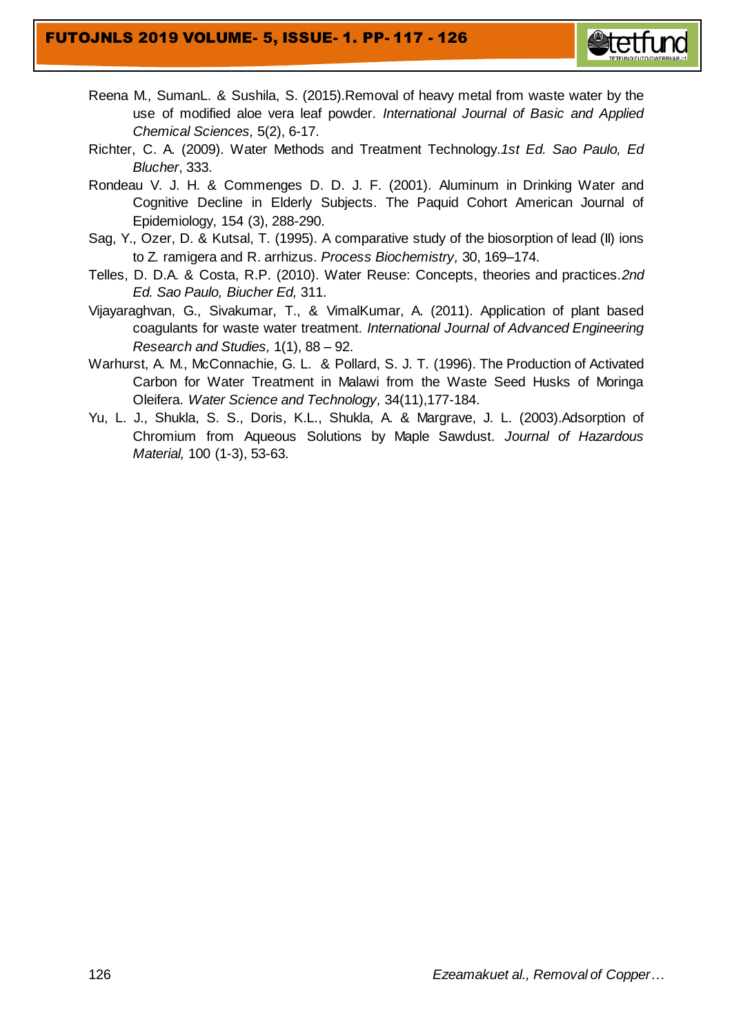Reena M., SumanL. & Sushila, S. (2015).Removal of heavy metal from waste water by the use of modified aloe vera leaf powder. *International Journal of Basic and Applied Chemical Sciences,* 5(2), 6-17.

Richter, C. A. (2009). Water Methods and Treatment Technology.*1st Ed. Sao Paulo, Ed Blucher*, 333.

Rondeau V. J. H. & Commenges D. D. J. F. (2001). Aluminum in Drinking Water and Cognitive Decline in Elderly Subjects. The Paquid Cohort American Journal of Epidemiology, 154 (3), 288-290.

Sag, Y., Ozer, D. & Kutsal, T. (1995). A comparative study of the biosorption of lead (II) ions to Z. ramigera and R. arrhizus. *Process Biochemistry,* 30, 169–174.

Telles, D. D.A. & Costa, R.P. (2010). Water Reuse: Concepts, theories and practices.*2nd Ed. Sao Paulo, Biucher Ed,* 311.

Vijayaraghvan, G., Sivakumar, T., & VimalKumar, A. (2011). Application of plant based coagulants for waste water treatment. *International Journal of Advanced Engineering Research and Studies,* 1(1), 88 – 92.

Warhurst, A. M., McConnachie, G. L. & Pollard, S. J. T. (1996). The Production of Activated Carbon for Water Treatment in Malawi from the Waste Seed Husks of Moringa Oleifera. *Water Science and Technology,* 34(11),177-184.

Yu, L. J., Shukla, S. S., Doris, K.L., Shukla, A. & Margrave, J. L. (2003).Adsorption of Chromium from Aqueous Solutions by Maple Sawdust. *Journal of Hazardous Material,* 100 (1-3), 53-63.